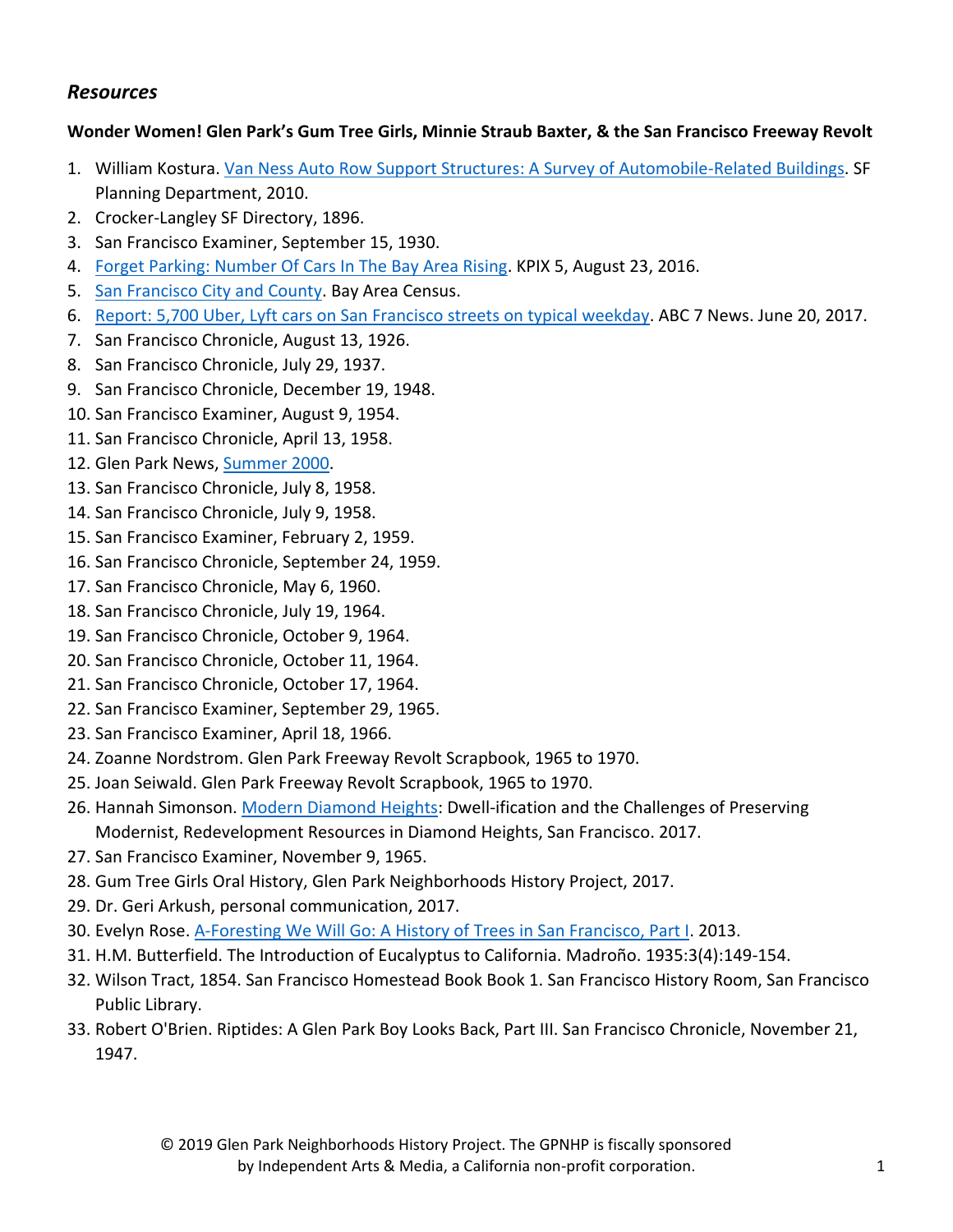## *Resources*

**Wonder Women! Glen Park's Gum Tree Girls, Minnie Straub Baxter, & the San Francisco Freeway Revolt**

1. William Kostura. Van Ness Auto Row Support Structures: A Survey of Automobile-Related Buildings. SF Planning Department, 2010.
2. Crocker-Langley SF Directory, 1896.
3. San Francisco Examiner, September 15, 1930.
4. Forget Parking: Number Of Cars In The Bay Area Rising. KPIX 5, August 23, 2016.
5. San Francisco City and County. Bay Area Census.
6. Report: 5,700 Uber, Lyft cars on San Francisco streets on typical weekday. ABC 7 News. June 20, 2017.
7. San Francisco Chronicle, August 13, 1926.
8. San Francisco Chronicle, July 29, 1937.
9. San Francisco Chronicle, December 19, 1948.
10. San Francisco Examiner, August 9, 1954.
11. San Francisco Chronicle, April 13, 1958.
12. Glen Park News, Summer 2000.
13. San Francisco Chronicle, July 8, 1958.
14. San Francisco Chronicle, July 9, 1958.
15. San Francisco Examiner, February 2, 1959.
16. San Francisco Chronicle, September 24, 1959.
17. San Francisco Chronicle, May 6, 1960.
18. San Francisco Chronicle, July 19, 1964.
19. San Francisco Chronicle, October 9, 1964.
20. San Francisco Chronicle, October 11, 1964.
21. San Francisco Chronicle, October 17, 1964.
22. San Francisco Examiner, September 29, 1965.
23. San Francisco Examiner, April 18, 1966.
24. Zoanne Nordstrom. Glen Park Freeway Revolt Scrapbook, 1965 to 1970.
25. Joan Seiwald. Glen Park Freeway Revolt Scrapbook, 1965 to 1970.
26. Hannah Simonson. Modern Diamond Heights: Dwell-ification and the Challenges of Preserving Modernist, Redevelopment Resources in Diamond Heights, San Francisco. 2017.
27. San Francisco Examiner, November 9, 1965.
28. Gum Tree Girls Oral History, Glen Park Neighborhoods History Project, 2017.
29. Dr. Geri Arkush, personal communication, 2017.
30. Evelyn Rose. A-Foresting We Will Go: A History of Trees in San Francisco, Part I. 2013.
31. H.M. Butterfield. The Introduction of Eucalyptus to California. Madroño. 1935:3(4):149-154.
32. Wilson Tract, 1854. San Francisco Homestead Book Book 1. San Francisco History Room, San Francisco Public Library.
33. Robert O'Brien. Riptides: A Glen Park Boy Looks Back, Part III. San Francisco Chronicle, November 21, 1947.

© 2019 Glen Park Neighborhoods History Project. The GPNHP is fiscally sponsored by Independent Arts & Media, a California non-profit corporation.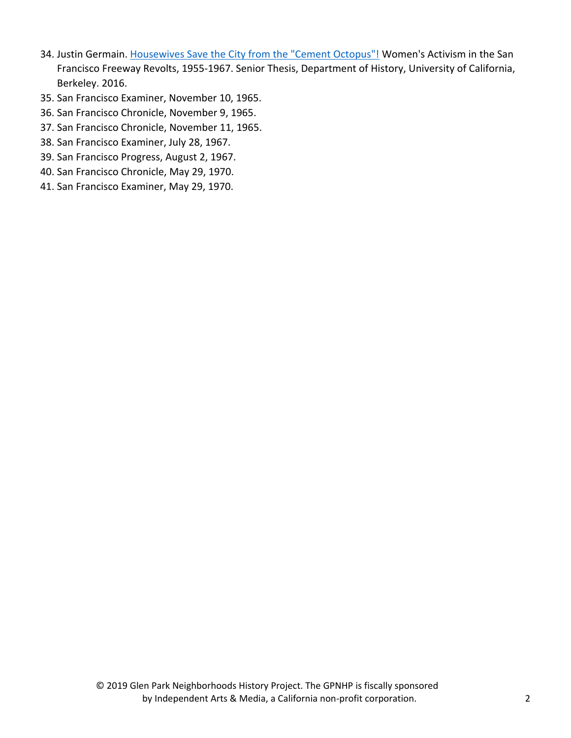34. Justin Germain. Housewives Save the City from the "Cement Octopus"! Women's Activism in the San Francisco Freeway Revolts, 1955-1967. Senior Thesis, Department of History, University of California, Berkeley. 2016.
35. San Francisco Examiner, November 10, 1965.
36. San Francisco Chronicle, November 9, 1965.
37. San Francisco Chronicle, November 11, 1965.
38. San Francisco Examiner, July 28, 1967.
39. San Francisco Progress, August 2, 1967.
40. San Francisco Chronicle, May 29, 1970.
41. San Francisco Examiner, May 29, 1970.

© 2019 Glen Park Neighborhoods History Project. The GPNHP is fiscally sponsored by Independent Arts & Media, a California non-profit corporation.